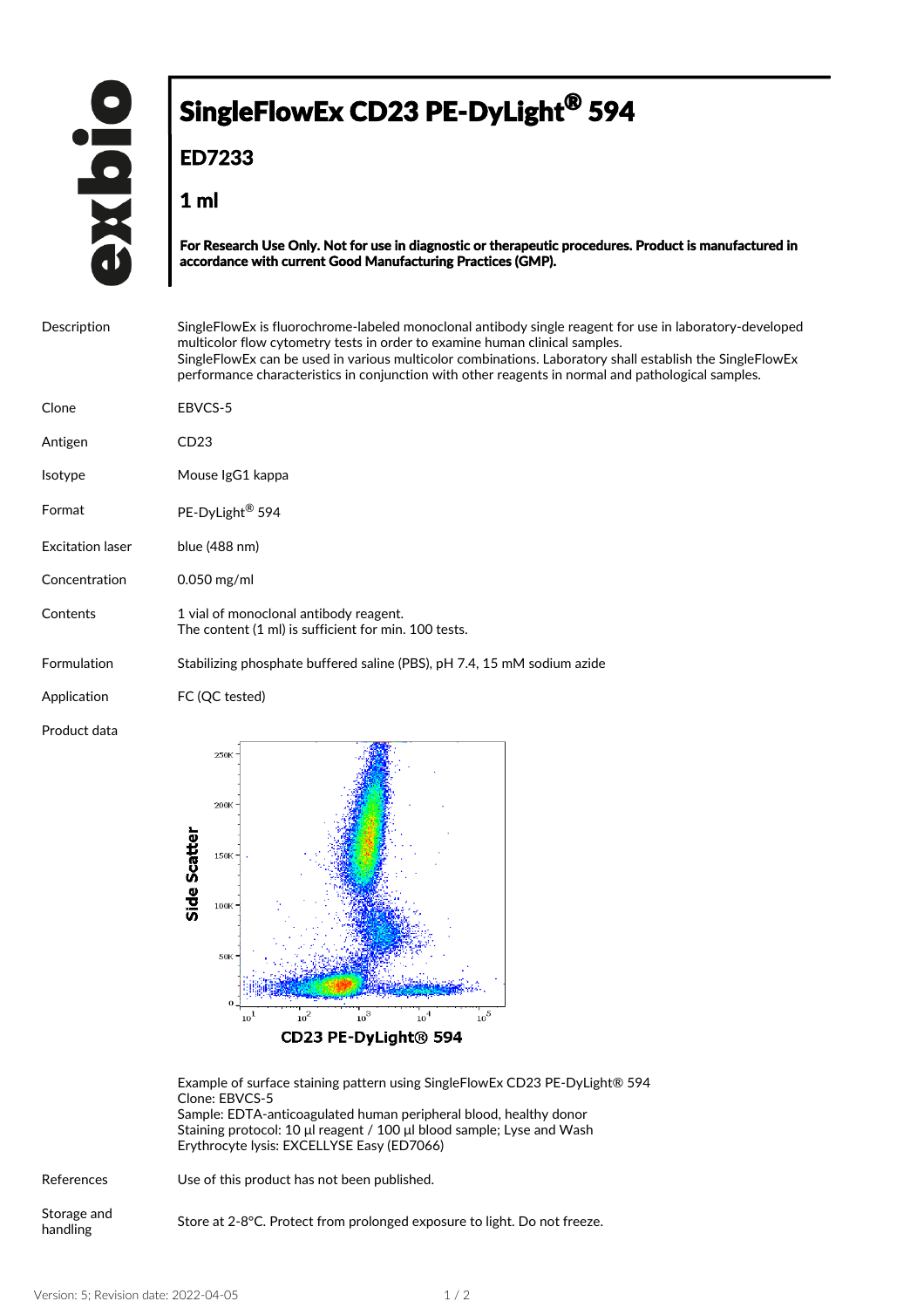# SingleFlowEx CD23 PE-DyLight® 594

## ED7233

## 1 ml

**For Research Use Only. Not for use in diagnostic or therapeutic procedures. Product is manufactured in accordance with current Good Manufacturing Practices (GMP).**

| | |
|---|---|
| Description | SingleFlowEx is fluorochrome-labeled monoclonal antibody single reagent for use in laboratory-developed multicolor flow cytometry tests in order to examine human clinical samples. SingleFlowEx can be used in various multicolor combinations. Laboratory shall establish the SingleFlowEx performance characteristics in conjunction with other reagents in normal and pathological samples. |
| Clone | EBVCS-5 |
| Antigen | CD23 |
| Isotype | Mouse IgG1 kappa |
| Format | PE-DyLight® 594 |
| Excitation laser | blue (488 nm) |
| Concentration | 0.050 mg/ml |
| Contents | 1 vial of monoclonal antibody reagent. The content (1 ml) is sufficient for min. 100 tests. |
| Formulation | Stabilizing phosphate buffered saline (PBS), pH 7.4, 15 mM sodium azide |
| Application | FC (QC tested) |
| Product data | |

Example of surface staining pattern using SingleFlowEx CD23 PE-DyLight® 594
Clone: EBVCS-5
Sample: EDTA-anticoagulated human peripheral blood, healthy donor
Staining protocol: 10 µl reagent / 100 µl blood sample; Lyse and Wash
Erythrocyte lysis: EXCELLYSE Easy (ED7066)

| | |
|---|---|
| References | Use of this product has not been published. |
| Storage and handling | Store at 2-8°C. Protect from prolonged exposure to light. Do not freeze. |

Version: 5; Revision date: 2022-04-05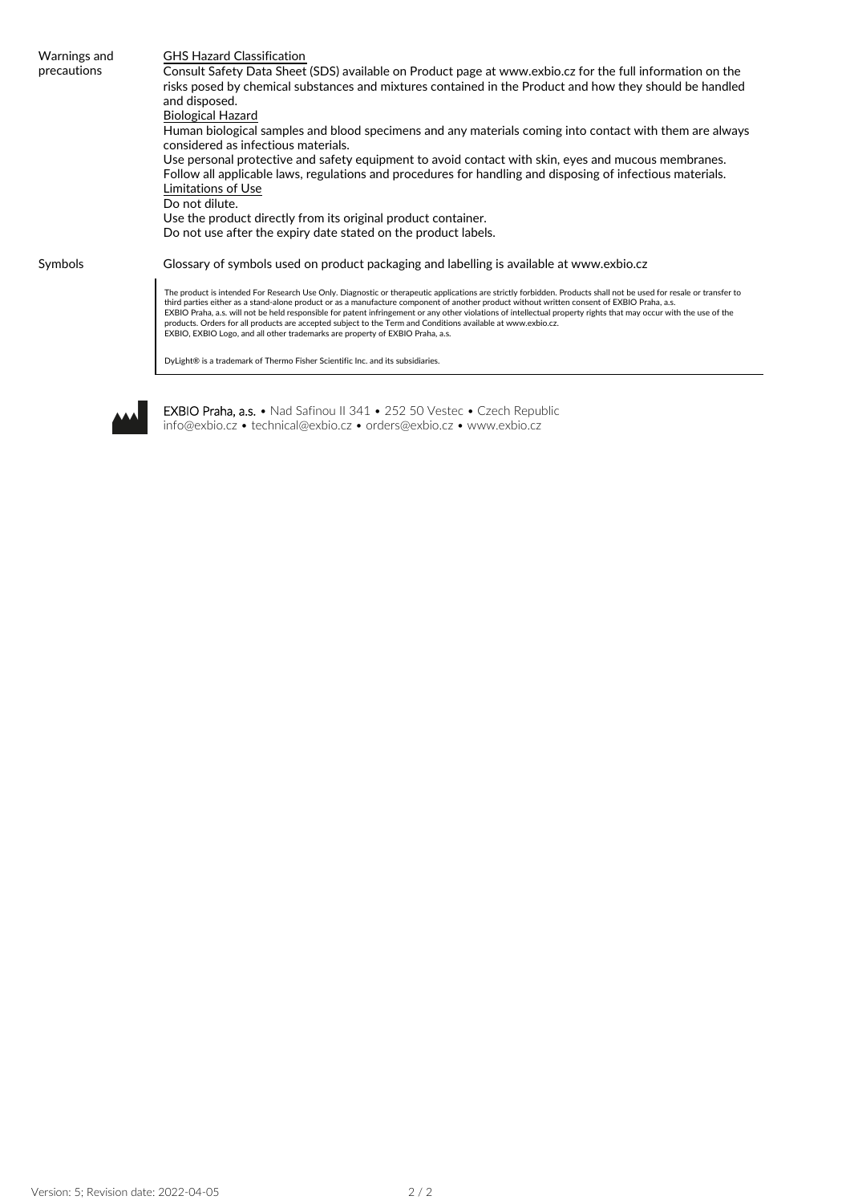**Warnings and precautions**

<u>GHS Hazard Classification</u>
Consult Safety Data Sheet (SDS) available on Product page at www.exbio.cz for the full information on the risks posed by chemical substances and mixtures contained in the Product and how they should be handled and disposed.

<u>Biological Hazard</u>
Human biological samples and blood specimens and any materials coming into contact with them are always considered as infectious materials.
Use personal protective and safety equipment to avoid contact with skin, eyes and mucous membranes.
Follow all applicable laws, regulations and procedures for handling and disposing of infectious materials.

<u>Limitations of Use</u>
Do not dilute.
Use the product directly from its original product container.
Do not use after the expiry date stated on the product labels.

**Symbols**

Glossary of symbols used on product packaging and labelling is available at www.exbio.cz

The product is intended For Research Use Only. Diagnostic or therapeutic applications are strictly forbidden. Products shall not be used for resale or transfer to third parties either as a stand-alone product or as a manufacture component of another product without written consent of EXBIO Praha, a.s.
EXBIO Praha, a.s. will not be held responsible for patent infringement or any other violations of intellectual property rights that may occur with the use of the products. Orders for all products are accepted subject to the Term and Conditions available at www.exbio.cz.
EXBIO, EXBIO Logo, and all other trademarks are property of EXBIO Praha, a.s.

DyLight® is a trademark of Thermo Fisher Scientific Inc. and its subsidiaries.

EXBIO Praha, a.s. • Nad Safinou II 341 • 252 50 Vestec • Czech Republic
info@exbio.cz • technical@exbio.cz • orders@exbio.cz • www.exbio.cz

Version: 5; Revision date: 2022-04-05